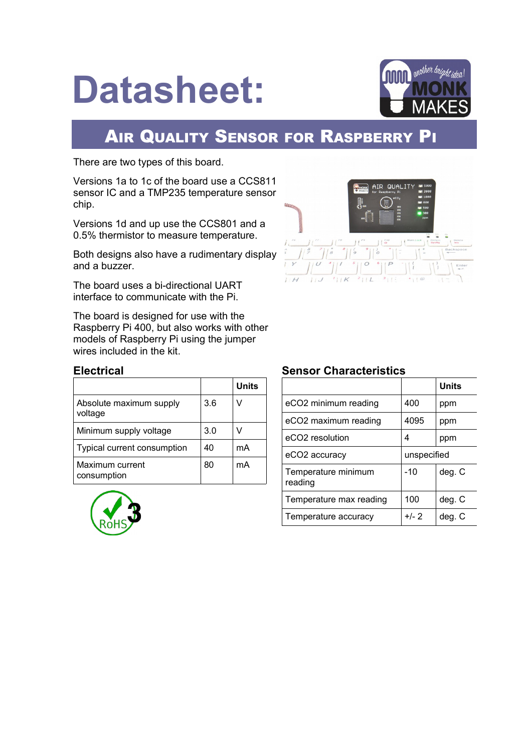# Datasheet:

## Air Quality Sensor for Raspberry Pi

There are two types of this board.

Versions 1a to 1c of the board use a CCS811 sensor IC and a TMP235 temperature sensor chip.

Versions 1d and up use the CCS801 and a 0.5% thermistor to measure temperature.

Both designs also have a rudimentary display and a buzzer.

The board uses a bi-directional UART interface to communicate with the Pi.

The board is designed for use with the Raspberry Pi 400, but also works with other models of Raspberry Pi using the jumper wires included in the kit.

### Electrical

| | | Units |
|---|---|---|
| Absolute maximum supply voltage | 3.6 | V |
| Minimum supply voltage | 3.0 | V |
| Typical current consumption | 40 | mA |
| Maximum current consumption | 80 | mA |

### Sensor Characteristics

| | | Units |
|---|---|---|
| eCO2 minimum reading | 400 | ppm |
| eCO2 maximum reading | 4095 | ppm |
| eCO2 resolution | 4 | ppm |
| eCO2 accuracy | unspecified | |
| Temperature minimum reading | -10 | deg. C |
| Temperature max reading | 100 | deg. C |
| Temperature accuracy | +/- 2 | deg. C |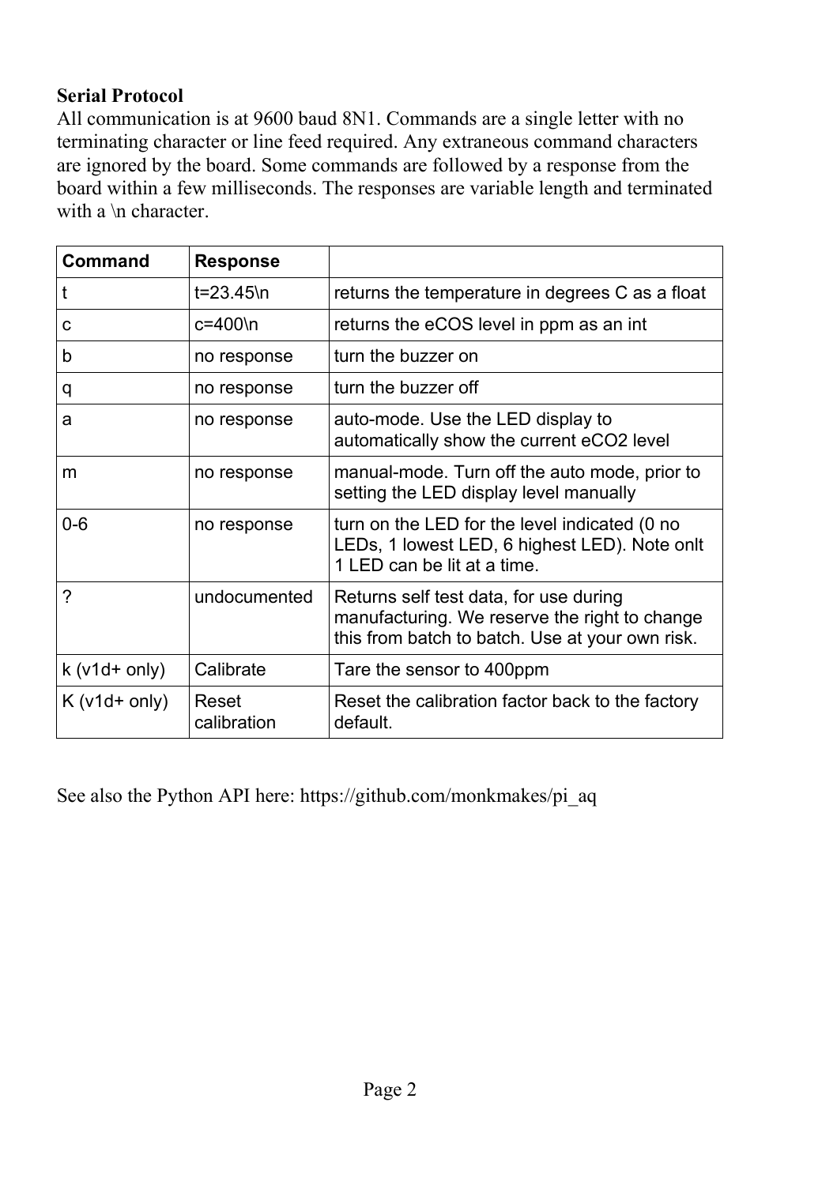**Serial Protocol**

All communication is at 9600 baud 8N1. Commands are a single letter with no terminating character or line feed required. Any extraneous command characters are ignored by the board. Some commands are followed by a response from the board within a few milliseconds. The responses are variable length and terminated with a \n character.

| Command | Response | |
|---|---|---|
| t | t=23.45\n | returns the temperature in degrees C as a float |
| c | c=400\n | returns the eCOS level in ppm as an int |
| b | no response | turn the buzzer on |
| q | no response | turn the buzzer off |
| a | no response | auto-mode. Use the LED display to automatically show the current eCO2 level |
| m | no response | manual-mode. Turn off the auto mode, prior to setting the LED display level manually |
| 0-6 | no response | turn on the LED for the level indicated (0 no LEDs, 1 lowest LED, 6 highest LED). Note onlt 1 LED can be lit at a time. |
| ? | undocumented | Returns self test data, for use during manufacturing. We reserve the right to change this from batch to batch. Use at your own risk. |
| k (v1d+ only) | Calibrate | Tare the sensor to 400ppm |
| K (v1d+ only) | Reset calibration | Reset the calibration factor back to the factory default. |

See also the Python API here: https://github.com/monkmakes/pi_aq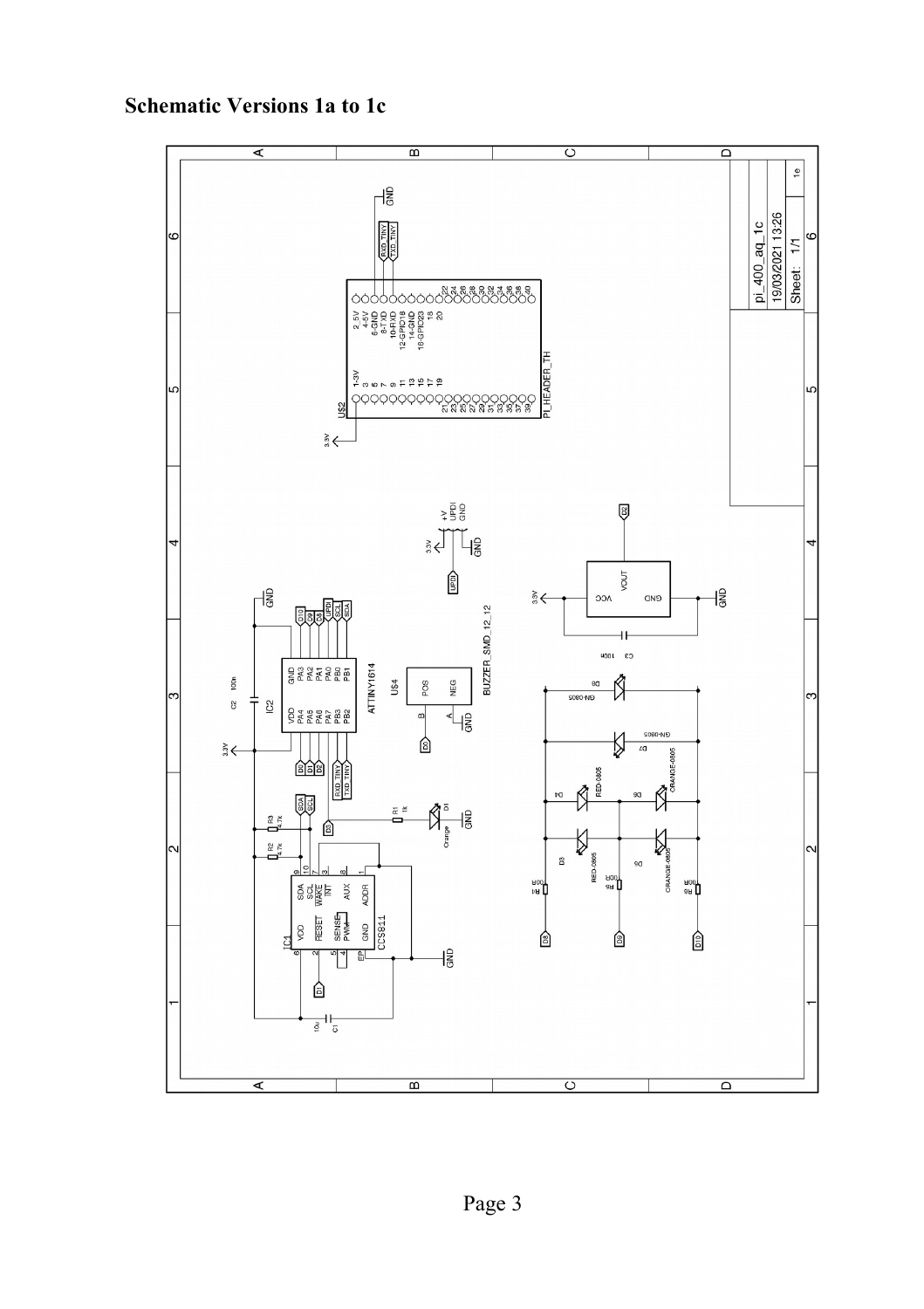# Schematic Versions 1a to 1c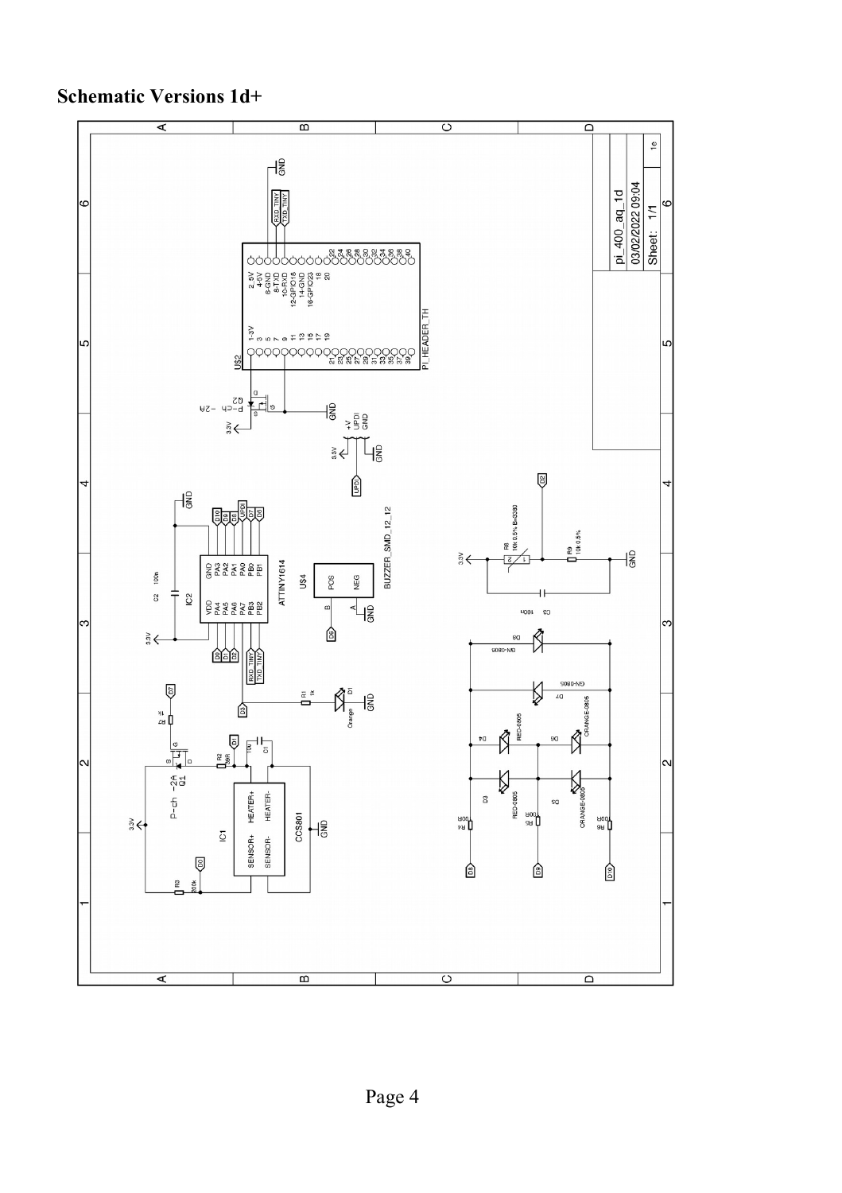## Schematic Versions 1d+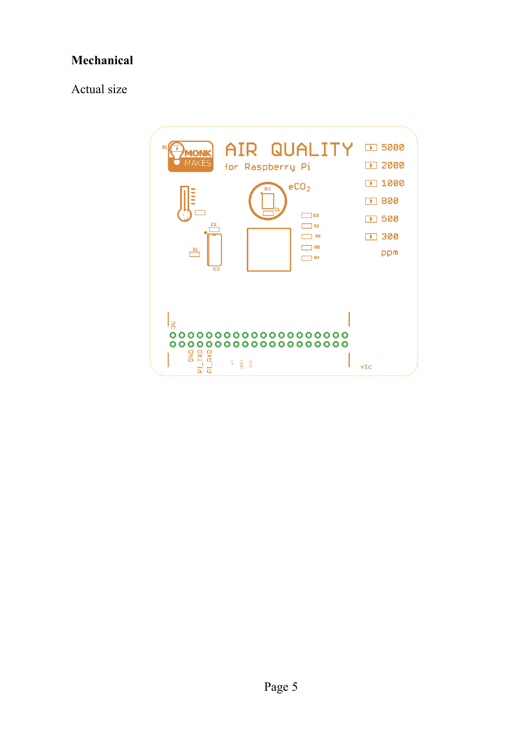**Mechanical**

Actual size